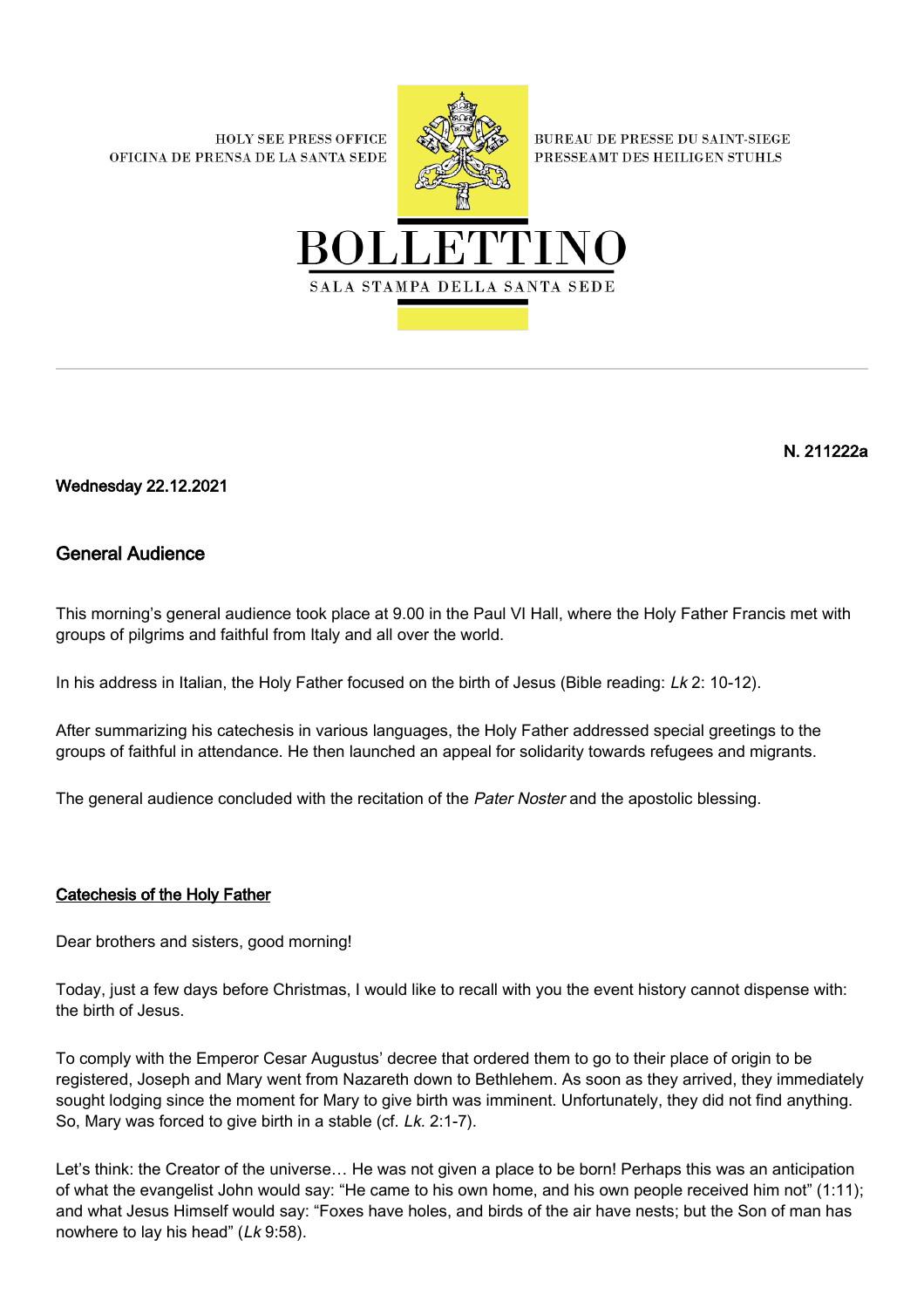HOLY SEE PRESS OFFICE
OFICINA DE PRENSA DE LA SANTA SEDE

BUREAU DE PRESSE DU SAINT-SIEGE
PRESSEAMT DES HEILIGEN STUHLS

# BOLLETTINO

SALA STAMPA DELLA SANTA SEDE

---

**N. 211222a**

**Wednesday 22.12.2021**

## General Audience

This morning's general audience took place at 9.00 in the Paul VI Hall, where the Holy Father Francis met with groups of pilgrims and faithful from Italy and all over the world.

In his address in Italian, the Holy Father focused on the birth of Jesus (Bible reading: *Lk* 2: 10-12).

After summarizing his catechesis in various languages, the Holy Father addressed special greetings to the groups of faithful in attendance. He then launched an appeal for solidarity towards refugees and migrants.

The general audience concluded with the recitation of the *Pater Noster* and the apostolic blessing.

### Catechesis of the Holy Father

Dear brothers and sisters, good morning!

Today, just a few days before Christmas, I would like to recall with you the event history cannot dispense with: the birth of Jesus.

To comply with the Emperor Cesar Augustus' decree that ordered them to go to their place of origin to be registered, Joseph and Mary went from Nazareth down to Bethlehem. As soon as they arrived, they immediately sought lodging since the moment for Mary to give birth was imminent. Unfortunately, they did not find anything. So, Mary was forced to give birth in a stable (cf. *Lk.* 2:1-7).

Let's think: the Creator of the universe… He was not given a place to be born! Perhaps this was an anticipation of what the evangelist John would say: "He came to his own home, and his own people received him not" (1:11); and what Jesus Himself would say: "Foxes have holes, and birds of the air have nests; but the Son of man has nowhere to lay his head" (*Lk* 9:58).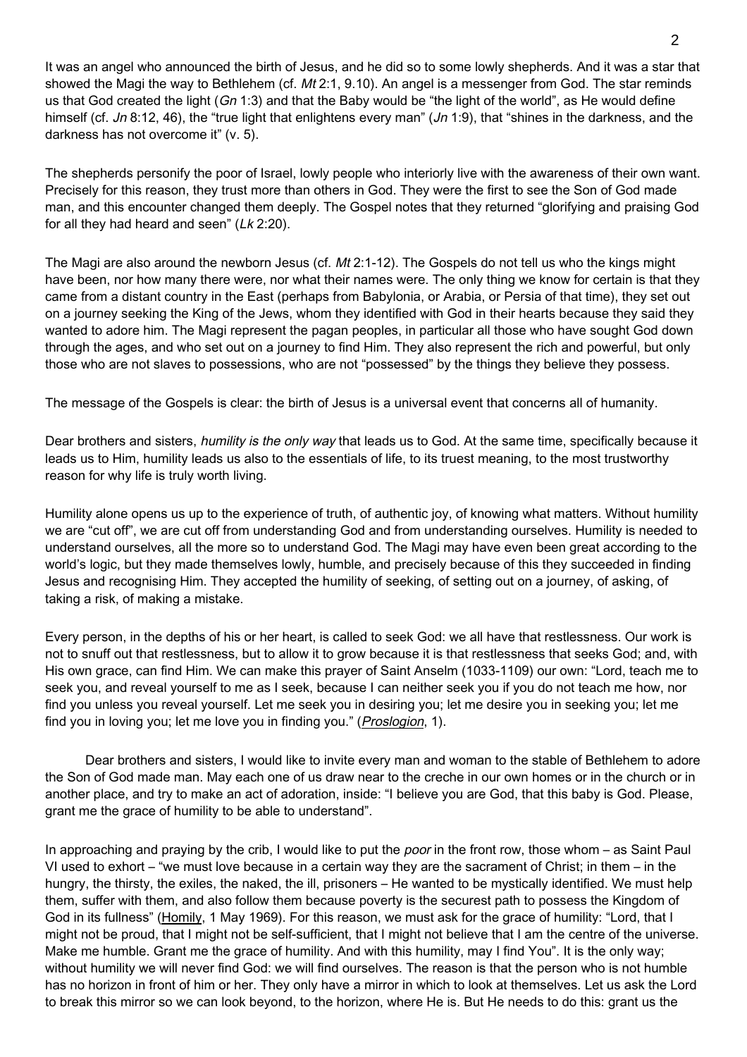It was an angel who announced the birth of Jesus, and he did so to some lowly shepherds. And it was a star that showed the Magi the way to Bethlehem (cf. *Mt* 2:1, 9.10). An angel is a messenger from God. The star reminds us that God created the light (*Gn* 1:3) and that the Baby would be "the light of the world", as He would define himself (cf. *Jn* 8:12, 46), the "true light that enlightens every man" (*Jn* 1:9), that "shines in the darkness, and the darkness has not overcome it" (v. 5).

The shepherds personify the poor of Israel, lowly people who interiorly live with the awareness of their own want. Precisely for this reason, they trust more than others in God. They were the first to see the Son of God made man, and this encounter changed them deeply. The Gospel notes that they returned "glorifying and praising God for all they had heard and seen" (*Lk* 2:20).

The Magi are also around the newborn Jesus (cf. *Mt* 2:1-12). The Gospels do not tell us who the kings might have been, nor how many there were, nor what their names were. The only thing we know for certain is that they came from a distant country in the East (perhaps from Babylonia, or Arabia, or Persia of that time), they set out on a journey seeking the King of the Jews, whom they identified with God in their hearts because they said they wanted to adore him. The Magi represent the pagan peoples, in particular all those who have sought God down through the ages, and who set out on a journey to find Him. They also represent the rich and powerful, but only those who are not slaves to possessions, who are not "possessed" by the things they believe they possess.

The message of the Gospels is clear: the birth of Jesus is a universal event that concerns all of humanity.

Dear brothers and sisters, *humility is the only way* that leads us to God. At the same time, specifically because it leads us to Him, humility leads us also to the essentials of life, to its truest meaning, to the most trustworthy reason for why life is truly worth living.

Humility alone opens us up to the experience of truth, of authentic joy, of knowing what matters. Without humility we are "cut off", we are cut off from understanding God and from understanding ourselves. Humility is needed to understand ourselves, all the more so to understand God. The Magi may have even been great according to the world's logic, but they made themselves lowly, humble, and precisely because of this they succeeded in finding Jesus and recognising Him. They accepted the humility of seeking, of setting out on a journey, of asking, of taking a risk, of making a mistake.

Every person, in the depths of his or her heart, is called to seek God: we all have that restlessness. Our work is not to snuff out that restlessness, but to allow it to grow because it is that restlessness that seeks God; and, with His own grace, can find Him. We can make this prayer of Saint Anselm (1033-1109) our own: "Lord, teach me to seek you, and reveal yourself to me as I seek, because I can neither seek you if you do not teach me how, nor find you unless you reveal yourself. Let me seek you in desiring you; let me desire you in seeking you; let me find you in loving you; let me love you in finding you." (*Proslogion*, 1).

Dear brothers and sisters, I would like to invite every man and woman to the stable of Bethlehem to adore the Son of God made man. May each one of us draw near to the creche in our own homes or in the church or in another place, and try to make an act of adoration, inside: "I believe you are God, that this baby is God. Please, grant me the grace of humility to be able to understand".

In approaching and praying by the crib, I would like to put the *poor* in the front row, those whom – as Saint Paul VI used to exhort – "we must love because in a certain way they are the sacrament of Christ; in them – in the hungry, the thirsty, the exiles, the naked, the ill, prisoners – He wanted to be mystically identified. We must help them, suffer with them, and also follow them because poverty is the securest path to possess the Kingdom of God in its fullness" (Homily, 1 May 1969). For this reason, we must ask for the grace of humility: "Lord, that I might not be proud, that I might not be self-sufficient, that I might not believe that I am the centre of the universe. Make me humble. Grant me the grace of humility. And with this humility, may I find You". It is the only way; without humility we will never find God: we will find ourselves. The reason is that the person who is not humble has no horizon in front of him or her. They only have a mirror in which to look at themselves. Let us ask the Lord to break this mirror so we can look beyond, to the horizon, where He is. But He needs to do this: grant us the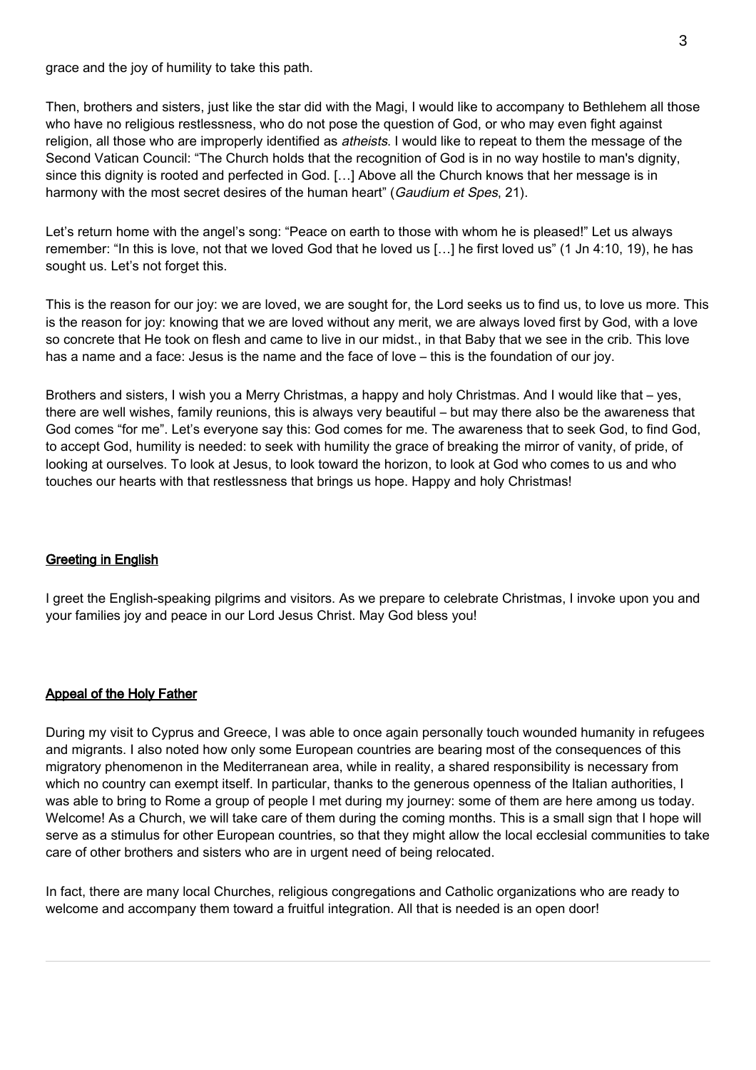grace and the joy of humility to take this path.

Then, brothers and sisters, just like the star did with the Magi, I would like to accompany to Bethlehem all those who have no religious restlessness, who do not pose the question of God, or who may even fight against religion, all those who are improperly identified as *atheists.* I would like to repeat to them the message of the Second Vatican Council: “The Church holds that the recognition of God is in no way hostile to man's dignity, since this dignity is rooted and perfected in God. […] Above all the Church knows that her message is in harmony with the most secret desires of the human heart” (*Gaudium et Spes*, 21).

Let’s return home with the angel’s song: “Peace on earth to those with whom he is pleased!” Let us always remember: “In this is love, not that we loved God that he loved us […] he first loved us” (1 Jn 4:10, 19), he has sought us. Let’s not forget this.

This is the reason for our joy: we are loved, we are sought for, the Lord seeks us to find us, to love us more. This is the reason for joy: knowing that we are loved without any merit, we are always loved first by God, with a love so concrete that He took on flesh and came to live in our midst., in that Baby that we see in the crib. This love has a name and a face: Jesus is the name and the face of love – this is the foundation of our joy.

Brothers and sisters, I wish you a Merry Christmas, a happy and holy Christmas. And I would like that – yes, there are well wishes, family reunions, this is always very beautiful – but may there also be the awareness that God comes “for me”. Let’s everyone say this: God comes for me. The awareness that to seek God, to find God, to accept God, humility is needed: to seek with humility the grace of breaking the mirror of vanity, of pride, of looking at ourselves. To look at Jesus, to look toward the horizon, to look at God who comes to us and who touches our hearts with that restlessness that brings us hope. Happy and holy Christmas!

## Greeting in English

I greet the English-speaking pilgrims and visitors. As we prepare to celebrate Christmas, I invoke upon you and your families joy and peace in our Lord Jesus Christ. May God bless you!

## Appeal of the Holy Father

During my visit to Cyprus and Greece, I was able to once again personally touch wounded humanity in refugees and migrants. I also noted how only some European countries are bearing most of the consequences of this migratory phenomenon in the Mediterranean area, while in reality, a shared responsibility is necessary from which no country can exempt itself. In particular, thanks to the generous openness of the Italian authorities, I was able to bring to Rome a group of people I met during my journey: some of them are here among us today. Welcome! As a Church, we will take care of them during the coming months. This is a small sign that I hope will serve as a stimulus for other European countries, so that they might allow the local ecclesial communities to take care of other brothers and sisters who are in urgent need of being relocated.

In fact, there are many local Churches, religious congregations and Catholic organizations who are ready to welcome and accompany them toward a fruitful integration. All that is needed is an open door!